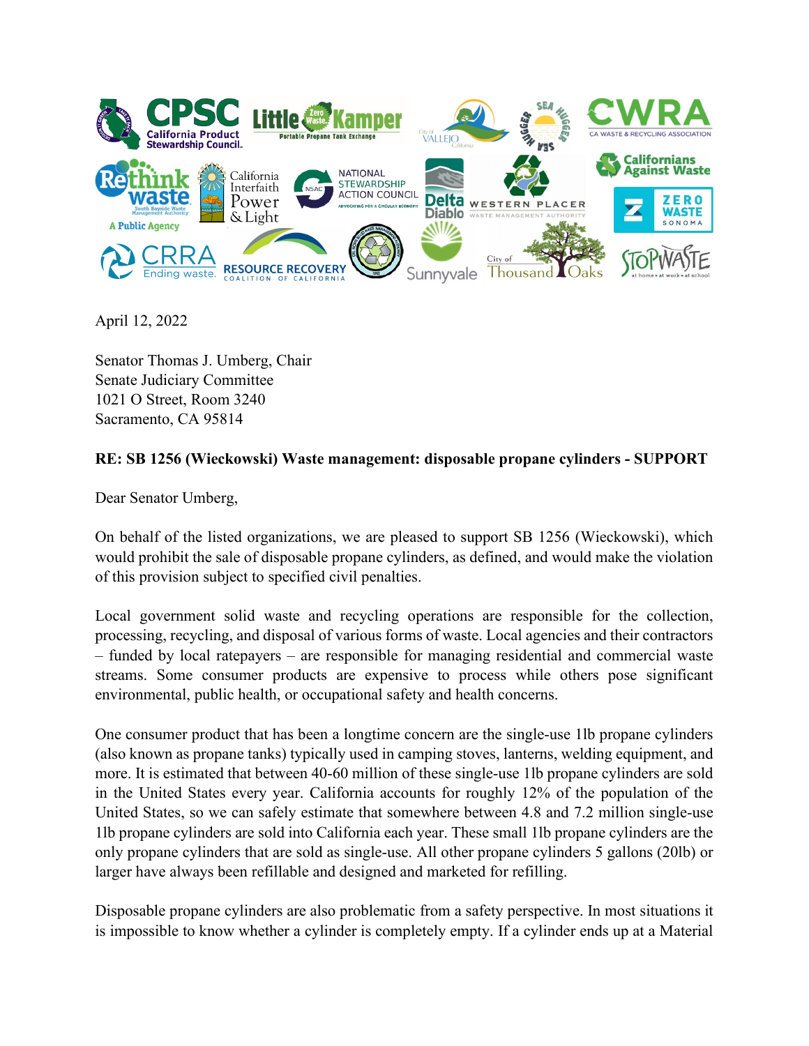April 12, 2022

Senator Thomas J. Umberg, Chair
Senate Judiciary Committee
1021 O Street, Room 3240
Sacramento, CA 95814

**RE: SB 1256 (Wieckowski) Waste management: disposable propane cylinders - SUPPORT**

Dear Senator Umberg,

On behalf of the listed organizations, we are pleased to support SB 1256 (Wieckowski), which would prohibit the sale of disposable propane cylinders, as defined, and would make the violation of this provision subject to specified civil penalties.

Local government solid waste and recycling operations are responsible for the collection, processing, recycling, and disposal of various forms of waste. Local agencies and their contractors – funded by local ratepayers – are responsible for managing residential and commercial waste streams. Some consumer products are expensive to process while others pose significant environmental, public health, or occupational safety and health concerns.

One consumer product that has been a longtime concern are the single-use 1lb propane cylinders (also known as propane tanks) typically used in camping stoves, lanterns, welding equipment, and more. It is estimated that between 40-60 million of these single-use 1lb propane cylinders are sold in the United States every year. California accounts for roughly 12% of the population of the United States, so we can safely estimate that somewhere between 4.8 and 7.2 million single-use 1lb propane cylinders are sold into California each year. These small 1lb propane cylinders are the only propane cylinders that are sold as single-use. All other propane cylinders 5 gallons (20lb) or larger have always been refillable and designed and marketed for refilling.

Disposable propane cylinders are also problematic from a safety perspective. In most situations it is impossible to know whether a cylinder is completely empty. If a cylinder ends up at a Material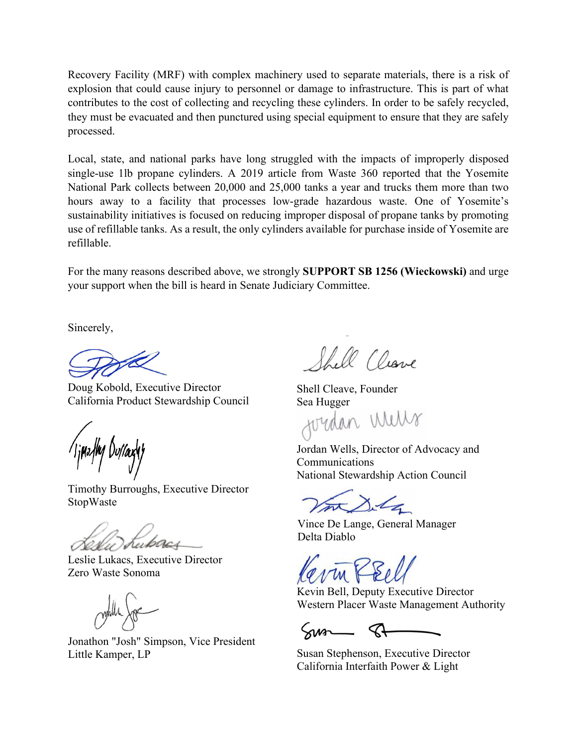Recovery Facility (MRF) with complex machinery used to separate materials, there is a risk of explosion that could cause injury to personnel or damage to infrastructure. This is part of what contributes to the cost of collecting and recycling these cylinders. In order to be safely recycled, they must be evacuated and then punctured using special equipment to ensure that they are safely processed.

Local, state, and national parks have long struggled with the impacts of improperly disposed single-use 1lb propane cylinders. A 2019 article from Waste 360 reported that the Yosemite National Park collects between 20,000 and 25,000 tanks a year and trucks them more than two hours away to a facility that processes low-grade hazardous waste. One of Yosemite's sustainability initiatives is focused on reducing improper disposal of propane tanks by promoting use of refillable tanks. As a result, the only cylinders available for purchase inside of Yosemite are refillable.

For the many reasons described above, we strongly **SUPPORT SB 1256 (Wieckowski)** and urge your support when the bill is heard in Senate Judiciary Committee.

Sincerely,

Doug Kobold, Executive Director
California Product Stewardship Council

Shell Cleave, Founder
Sea Hugger

Jordan Wells, Director of Advocacy and Communications
National Stewardship Action Council

Timothy Burroughs, Executive Director
StopWaste

Vince De Lange, General Manager
Delta Diablo

Leslie Lukacs, Executive Director
Zero Waste Sonoma

Kevin Bell, Deputy Executive Director
Western Placer Waste Management Authority

Jonathon "Josh" Simpson, Vice President
Little Kamper, LP

Susan Stephenson, Executive Director
California Interfaith Power & Light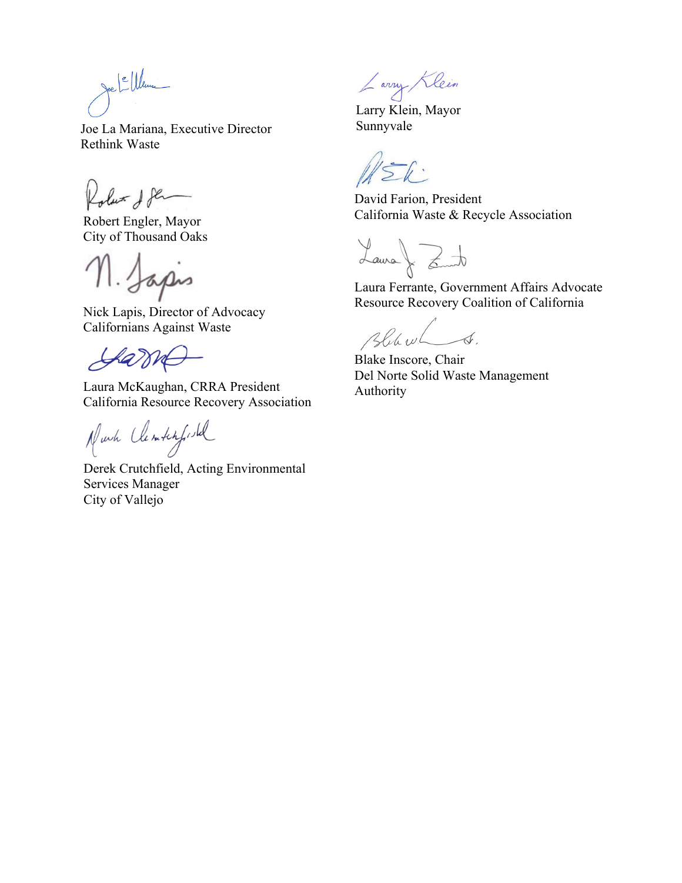Joe La Mariana, Executive Director
Rethink Waste

Robert Engler, Mayor
City of Thousand Oaks

Nick Lapis, Director of Advocacy
Californians Against Waste

Laura McKaughan, CRRA President
California Resource Recovery Association

Derek Crutchfield, Acting Environmental
Services Manager
City of Vallejo

Larry Klein, Mayor
Sunnyvale

David Farion, President
California Waste & Recycle Association

Laura Ferrante, Government Affairs Advocate
Resource Recovery Coalition of California

Blake Inscore, Chair
Del Norte Solid Waste Management
Authority